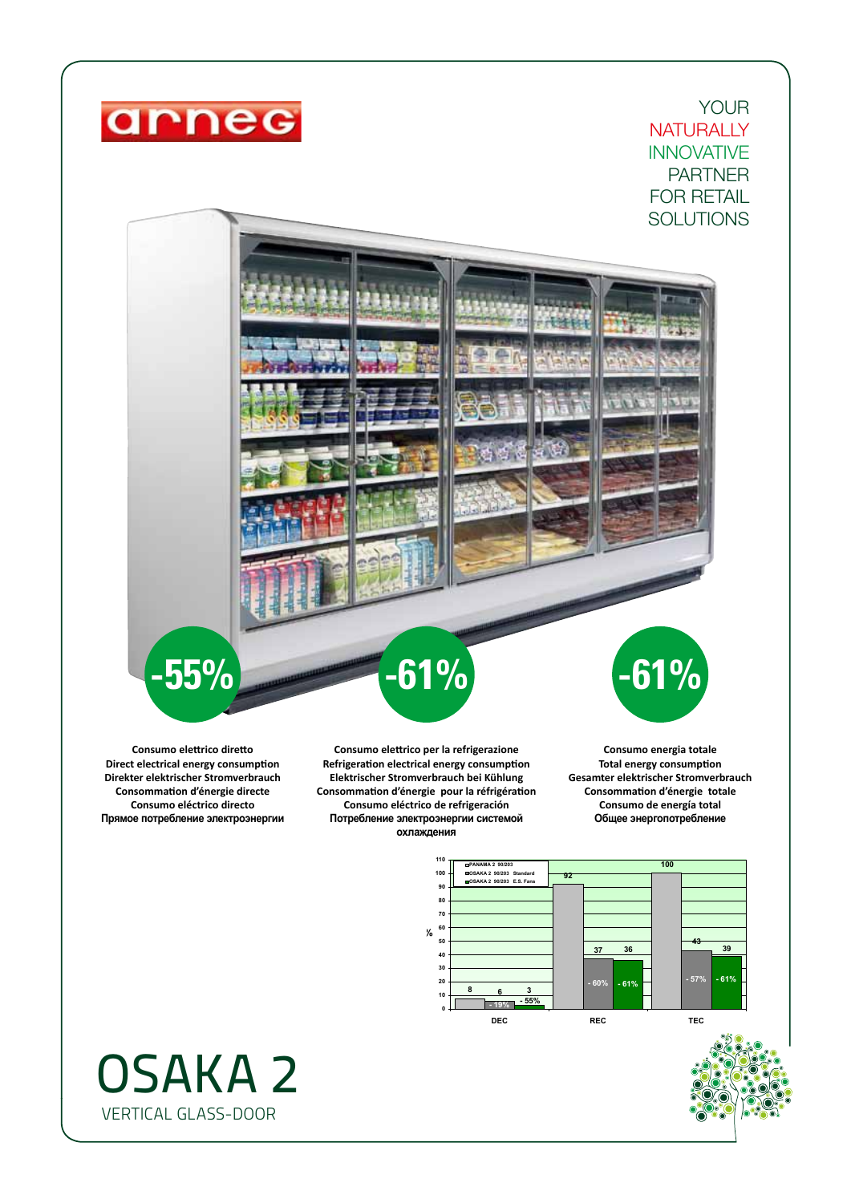arneg

YOUR
NATURALLY
INNOVATIVE
PARTNER
FOR RETAIL
SOLUTIONS

**-55%**

**Consumo elettrico diretto**
**Direct electrical energy consumption**
**Direkter elektrischer Stromverbrauch**
**Consommation d'énergie directe**
**Consumo eléctrico directo**
**Прямое потребление электроэнергии**

**-61%**

**Consumo elettrico per la refrigerazione**
**Refrigeration electrical energy consumption**
**Elektrischer Stromverbrauch bei Kühlung**
**Consommation d'énergie pour la réfrigération**
**Consumo eléctrico de refrigeración**
**Потребление электроэнергии системой охлаждения**

**-61%**

**Consumo energia totale**
**Total energy consumption**
**Gesamter elektrischer Stromverbrauch**
**Consommation d'énergie totale**
**Consumo de energía total**
**Общее энергопотребление**

| % | PANAMA 2 90/203 | OSAKA 2 90/203 Standard | OSAKA 2 90/203 E.S. Fans |
|---|---|---|---|
| DEC | 8 | 6 (- 19%) | 3 (- 55%) |
| REC | 92 | 37 (- 60%) | 36 (- 61%) |
| TEC | 100 | 43 (- 57%) | 39 (- 61%) |

# OSAKA 2

VERTICAL GLASS-DOOR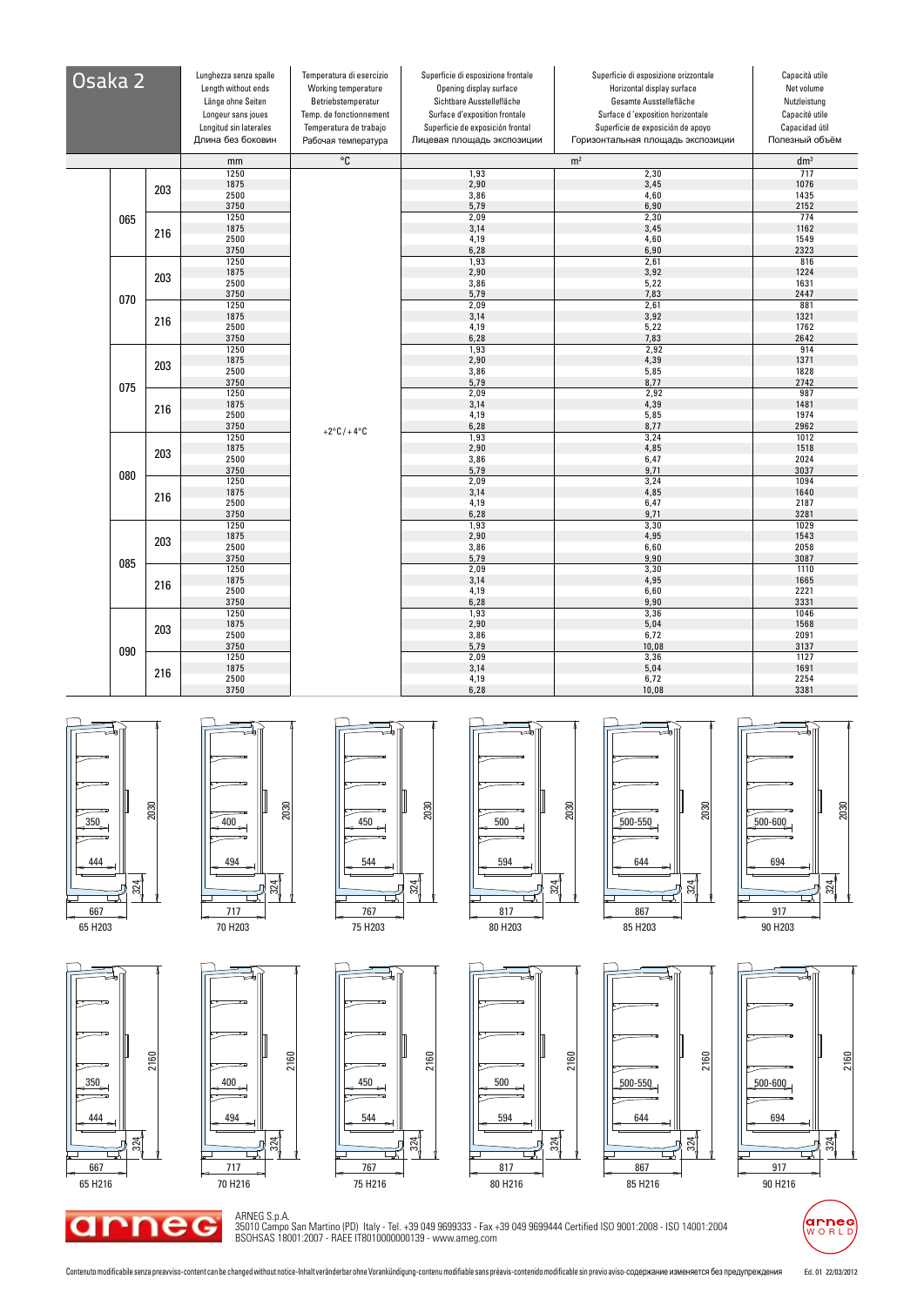# Osaka 2

| Osaka 2 | | Lunghezza senza spalle<br>Length without ends<br>Länge ohne Seiten<br>Longeur sans joues<br>Longitud sin laterales<br>Длина без боковин | Temperatura di esercizio<br>Working temperature<br>Betriebstemperatur<br>Temp. de fonctionnement<br>Temperatura de trabajo<br>Рабочая температура | Superficie di esposizione frontale<br>Opening display surface<br>Sichtbare Ausstellefläche<br>Surface d'exposition frontale<br>Superficie de exposición frontal<br>Лицевая площадь экспозиции | Superficie di esposizione orizzontale<br>Horizontal display surface<br>Gesamte Ausstellefläche<br>Surface d'exposition horizontale<br>Superficie de exposición de apoyo<br>Горизонтальная площадь экспозиции | Capacità utile<br>Net volume<br>Nutzleistung<br>Capacité utile<br>Capacidad útil<br>Полезный объём |
|---|---|---|---|---|---|---|
| | | mm | °C | m² | m² | dm³ |
| 065 | 203 | 1250 | +2°C / +4°C | 1,93 | 2,30 | 717 |
| | | 1875 | | 2,90 | 3,45 | 1076 |
| | | 2500 | | 3,86 | 4,60 | 1435 |
| | | 3750 | | 5,79 | 6,90 | 2152 |
| | 216 | 1250 | | 2,09 | 2,30 | 774 |
| | | 1875 | | 3,14 | 3,45 | 1162 |
| | | 2500 | | 4,19 | 4,60 | 1549 |
| | | 3750 | | 6,28 | 6,90 | 2323 |
| 070 | 203 | 1250 | | 1,93 | 2,61 | 816 |
| | | 1875 | | 2,90 | 3,92 | 1224 |
| | | 2500 | | 3,86 | 5,22 | 1631 |
| | | 3750 | | 5,79 | 7,83 | 2447 |
| | 216 | 1250 | | 2,09 | 2,61 | 881 |
| | | 1875 | | 3,14 | 3,92 | 1321 |
| | | 2500 | | 4,19 | 5,22 | 1762 |
| | | 3750 | | 6,28 | 7,83 | 2642 |
| 075 | 203 | 1250 | | 1,93 | 2,92 | 914 |
| | | 1875 | | 2,90 | 4,39 | 1371 |
| | | 2500 | | 3,86 | 5,85 | 1828 |
| | | 3750 | | 5,79 | 8,77 | 2742 |
| | 216 | 1250 | | 2,09 | 2,92 | 987 |
| | | 1875 | | 3,14 | 4,39 | 1481 |
| | | 2500 | | 4,19 | 5,85 | 1974 |
| | | 3750 | | 6,28 | 8,77 | 2962 |
| 080 | 203 | 1250 | | 1,93 | 3,24 | 1012 |
| | | 1875 | | 2,90 | 4,85 | 1518 |
| | | 2500 | | 3,86 | 6,47 | 2024 |
| | | 3750 | | 5,79 | 9,71 | 3037 |
| | 216 | 1250 | | 2,09 | 3,24 | 1094 |
| | | 1875 | | 3,14 | 4,85 | 1640 |
| | | 2500 | | 4,19 | 6,47 | 2187 |
| | | 3750 | | 6,28 | 9,71 | 3281 |
| 085 | 203 | 1250 | | 1,93 | 3,30 | 1029 |
| | | 1875 | | 2,90 | 4,95 | 1543 |
| | | 2500 | | 3,86 | 6,60 | 2058 |
| | | 3750 | | 5,79 | 9,90 | 3087 |
| | 216 | 1250 | | 2,09 | 3,30 | 1110 |
| | | 1875 | | 3,14 | 4,95 | 1665 |
| | | 2500 | | 4,19 | 6,60 | 2221 |
| | | 3750 | | 6,28 | 9,90 | 3331 |
| 090 | 203 | 1250 | | 1,93 | 3,36 | 1046 |
| | | 1875 | | 2,90 | 5,04 | 1568 |
| | | 2500 | | 3,86 | 6,72 | 2091 |
| | | 3750 | | 5,79 | 10,08 | 3137 |
| | 216 | 1250 | | 2,09 | 3,36 | 1127 |
| | | 1875 | | 3,14 | 5,04 | 1691 |
| | | 2500 | | 4,19 | 6,72 | 2254 |
| | | 3750 | | 6,28 | 10,08 | 3381 |

350 444 667 2030 324
65 H203

400 494 717 2030 324
70 H203

450 544 767 2030 324
75 H203

500 594 817 2030 324
80 H203

500-550 644 867 2030 324
85 H203

500-600 694 917 2030 324
90 H203

350 444 667 2160 324
65 H216

400 494 717 2160 324
70 H216

450 544 767 2160 324
75 H216

500 594 817 2160 324
80 H216

500-550 644 867 2160 324
85 H216

500-600 694 917 2160 324
90 H216

arneg

ARNEG S.p.A.
35010 Campo San Martino (PD) Italy - Tel. +39 049 9699333 - Fax +39 049 9699444 Certified ISO 9001:2008 - ISO 14001:2004
BSOHSAS 18001:2007 - RAEE IT8010000000139 - www.arneg.com

arneg WORLD

Contenuto modificabile senza preavviso-content can be changed without notice-Inhalt veränderbar ohne Vorankündigung-contenu modifiable sans préavis-contenido modificable sin previo aviso-содержание изменяется без предупреждения

Ed. 01 22/03/2012